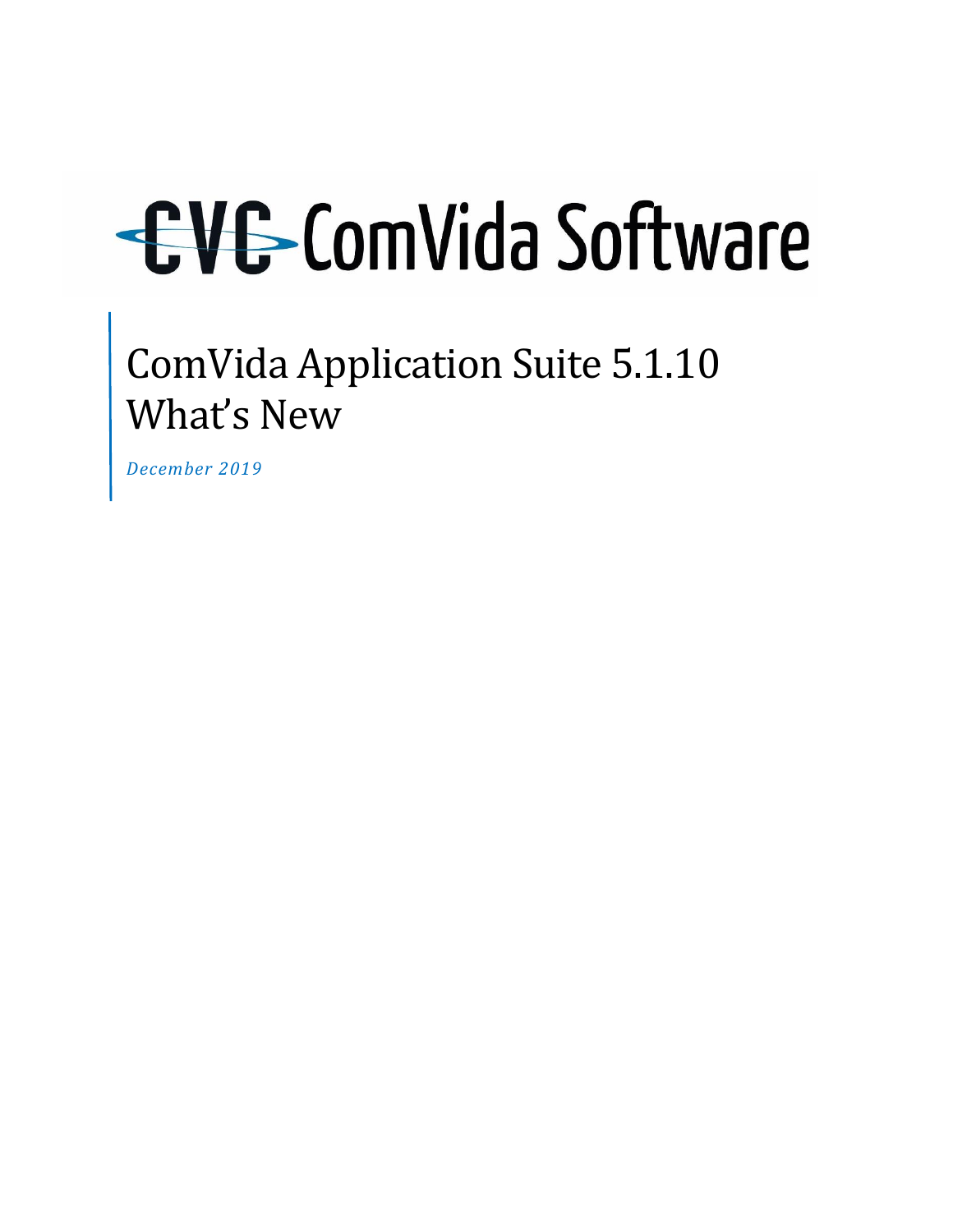CVC ComVida Software

# ComVida Application Suite 5.1.10 What's New

*December 2019*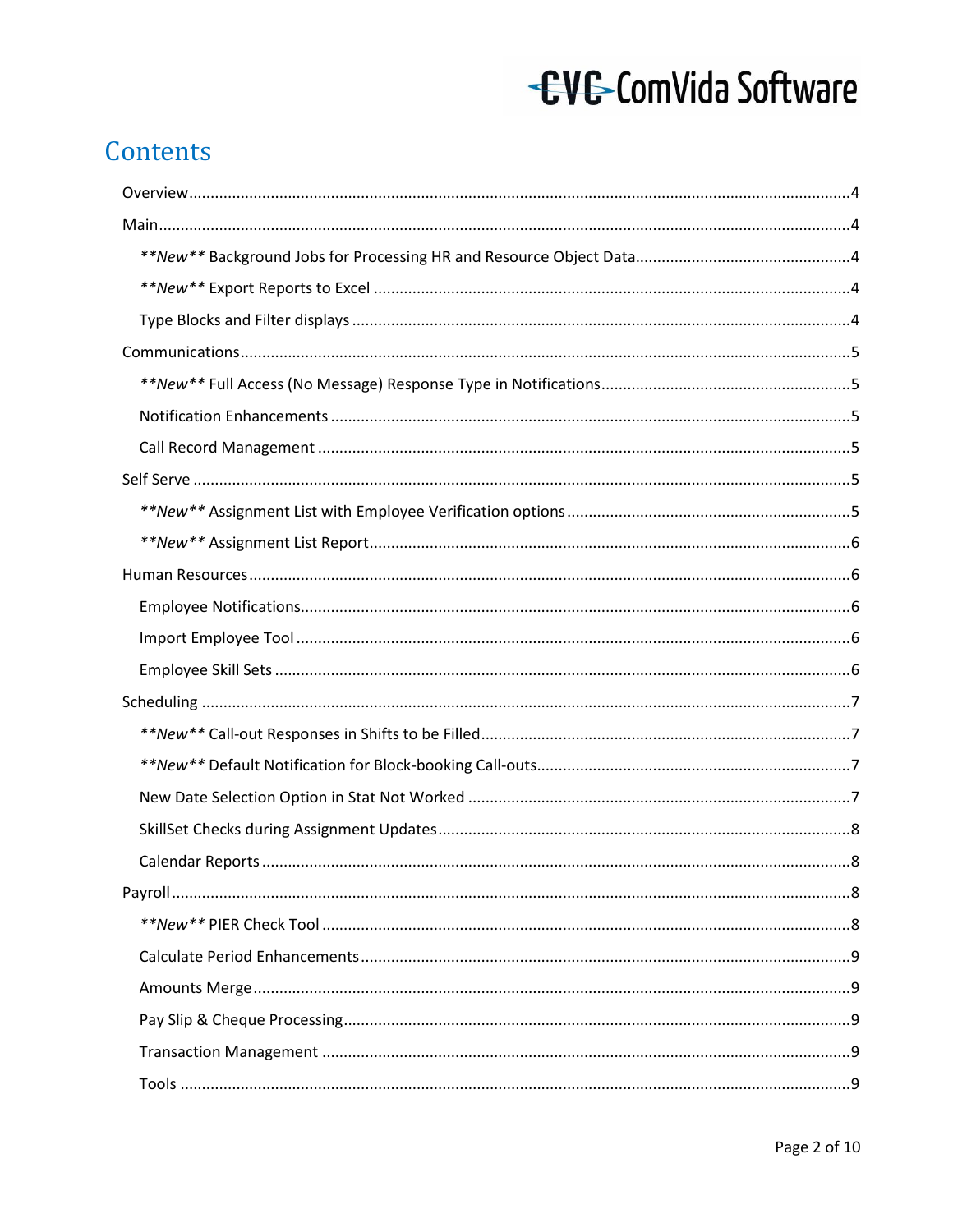# Contents

Overview....4

Main....4

- **New** Background Jobs for Processing HR and Resource Object Data....4
- **New** Export Reports to Excel....4
- Type Blocks and Filter displays....4

Communications....5

- **New** Full Access (No Message) Response Type in Notifications....5
- Notification Enhancements....5
- Call Record Management....5

Self Serve....5

- **New** Assignment List with Employee Verification options....5
- **New** Assignment List Report....6

Human Resources....6

- Employee Notifications....6
- Import Employee Tool....6
- Employee Skill Sets....6

Scheduling....7

- **New** Call-out Responses in Shifts to be Filled....7
- **New** Default Notification for Block-booking Call-outs....7
- New Date Selection Option in Stat Not Worked....7
- SkillSet Checks during Assignment Updates....8
- Calendar Reports....8

Payroll....8

- **New** PIER Check Tool....8
- Calculate Period Enhancements....9
- Amounts Merge....9
- Pay Slip & Cheque Processing....9
- Transaction Management....9
- Tools....9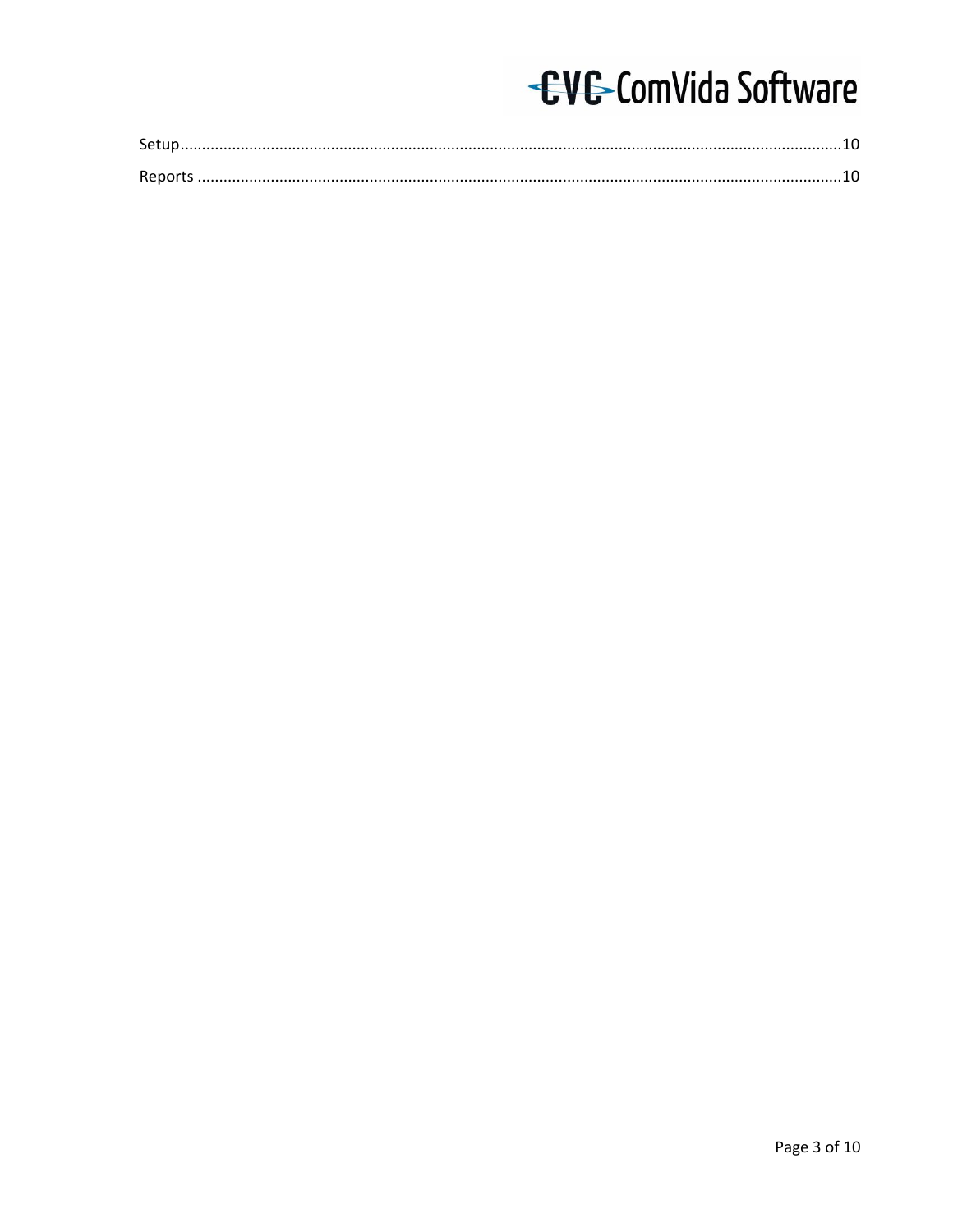Setup....................................................................................................................................................10

Reports ................................................................................................................................................10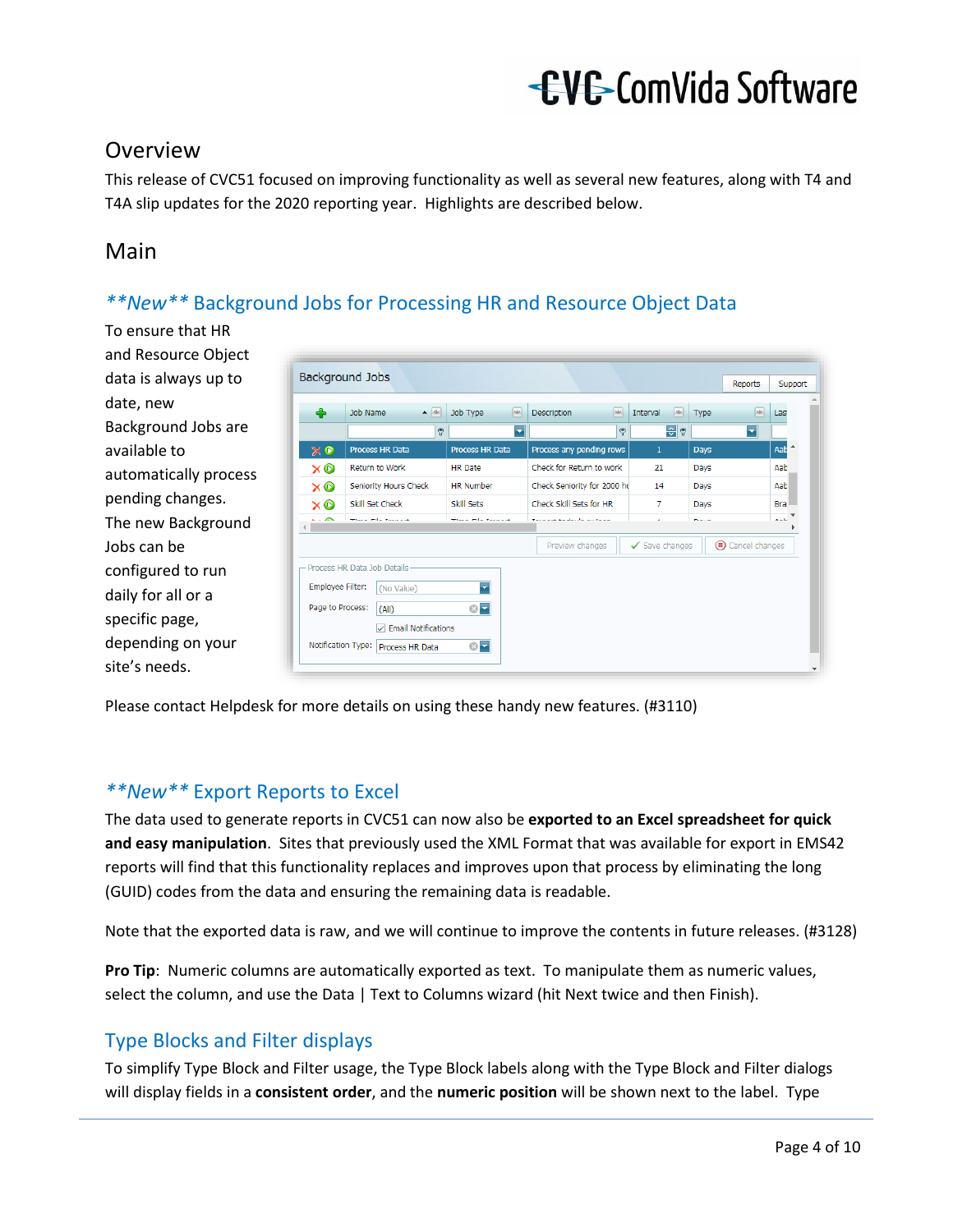## Overview

This release of CVC51 focused on improving functionality as well as several new features, along with T4 and T4A slip updates for the 2020 reporting year. Highlights are described below.

## Main

### *\*\*New\*\** Background Jobs for Processing HR and Resource Object Data

To ensure that HR and Resource Object data is always up to date, new Background Jobs are available to automatically process pending changes. The new Background Jobs can be configured to run daily for all or a specific page, depending on your site's needs.

Please contact Helpdesk for more details on using these handy new features. (#3110)

### *\*\*New\*\** Export Reports to Excel

The data used to generate reports in CVC51 can now also be **exported to an Excel spreadsheet for quick and easy manipulation**. Sites that previously used the XML Format that was available for export in EMS42 reports will find that this functionality replaces and improves upon that process by eliminating the long (GUID) codes from the data and ensuring the remaining data is readable.

Note that the exported data is raw, and we will continue to improve the contents in future releases. (#3128)

**Pro Tip**: Numeric columns are automatically exported as text. To manipulate them as numeric values, select the column, and use the Data | Text to Columns wizard (hit Next twice and then Finish).

### Type Blocks and Filter displays

To simplify Type Block and Filter usage, the Type Block labels along with the Type Block and Filter dialogs will display fields in a **consistent order**, and the **numeric position** will be shown next to the label. Type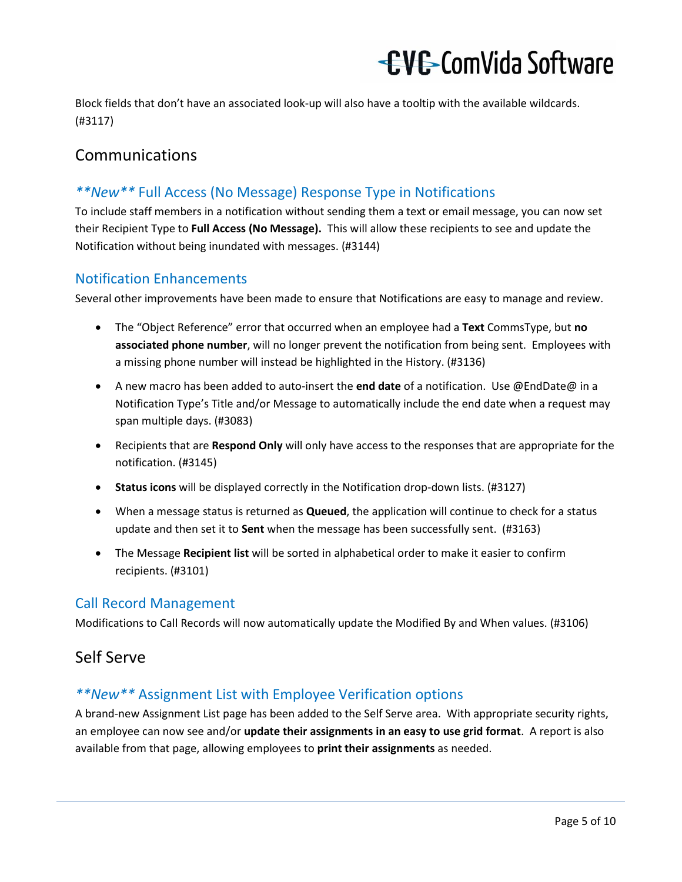Block fields that don't have an associated look-up will also have a tooltip with the available wildcards. (#3117)

## Communications

### ***New*** Full Access (No Message) Response Type in Notifications

To include staff members in a notification without sending them a text or email message, you can now set their Recipient Type to **Full Access (No Message).** This will allow these recipients to see and update the Notification without being inundated with messages. (#3144)

### Notification Enhancements

Several other improvements have been made to ensure that Notifications are easy to manage and review.

- The "Object Reference" error that occurred when an employee had a **Text** CommsType, but **no associated phone number**, will no longer prevent the notification from being sent. Employees with a missing phone number will instead be highlighted in the History. (#3136)
- A new macro has been added to auto-insert the **end date** of a notification. Use @EndDate@ in a Notification Type's Title and/or Message to automatically include the end date when a request may span multiple days. (#3083)
- Recipients that are **Respond Only** will only have access to the responses that are appropriate for the notification. (#3145)
- **Status icons** will be displayed correctly in the Notification drop-down lists. (#3127)
- When a message status is returned as **Queued**, the application will continue to check for a status update and then set it to **Sent** when the message has been successfully sent. (#3163)
- The Message **Recipient list** will be sorted in alphabetical order to make it easier to confirm recipients. (#3101)

### Call Record Management

Modifications to Call Records will now automatically update the Modified By and When values. (#3106)

## Self Serve

### ***New*** Assignment List with Employee Verification options

A brand-new Assignment List page has been added to the Self Serve area. With appropriate security rights, an employee can now see and/or **update their assignments in an easy to use grid format**. A report is also available from that page, allowing employees to **print their assignments** as needed.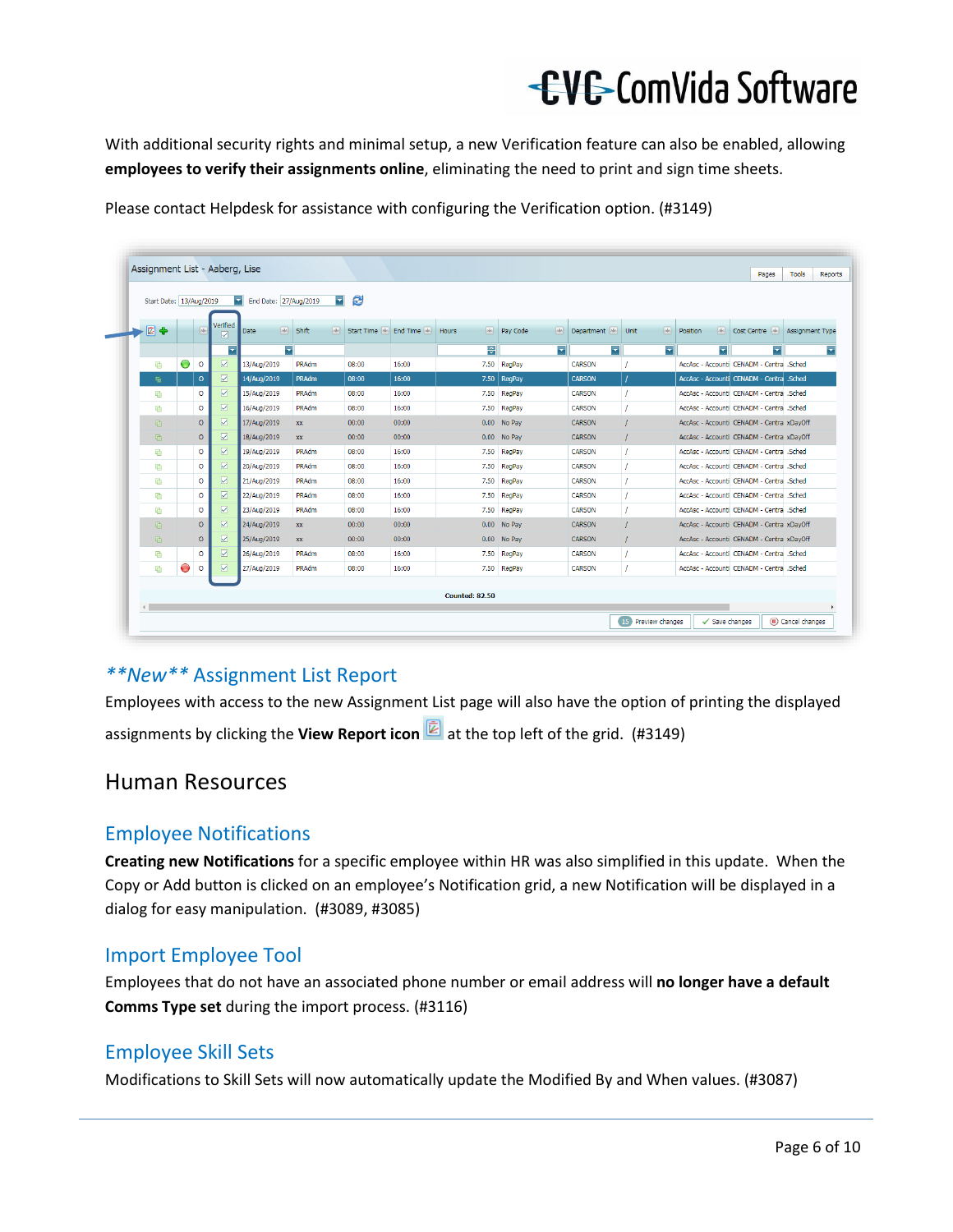With additional security rights and minimal setup, a new Verification feature can also be enabled, allowing **employees to verify their assignments online**, eliminating the need to print and sign time sheets.

Please contact Helpdesk for assistance with configuring the Verification option. (#3149)

## ***New*** Assignment List Report

Employees with access to the new Assignment List page will also have the option of printing the displayed assignments by clicking the **View Report icon** at the top left of the grid. (#3149)

# Human Resources

## Employee Notifications

**Creating new Notifications** for a specific employee within HR was also simplified in this update. When the Copy or Add button is clicked on an employee's Notification grid, a new Notification will be displayed in a dialog for easy manipulation. (#3089, #3085)

## Import Employee Tool

Employees that do not have an associated phone number or email address will **no longer have a default Comms Type set** during the import process. (#3116)

## Employee Skill Sets

Modifications to Skill Sets will now automatically update the Modified By and When values. (#3087)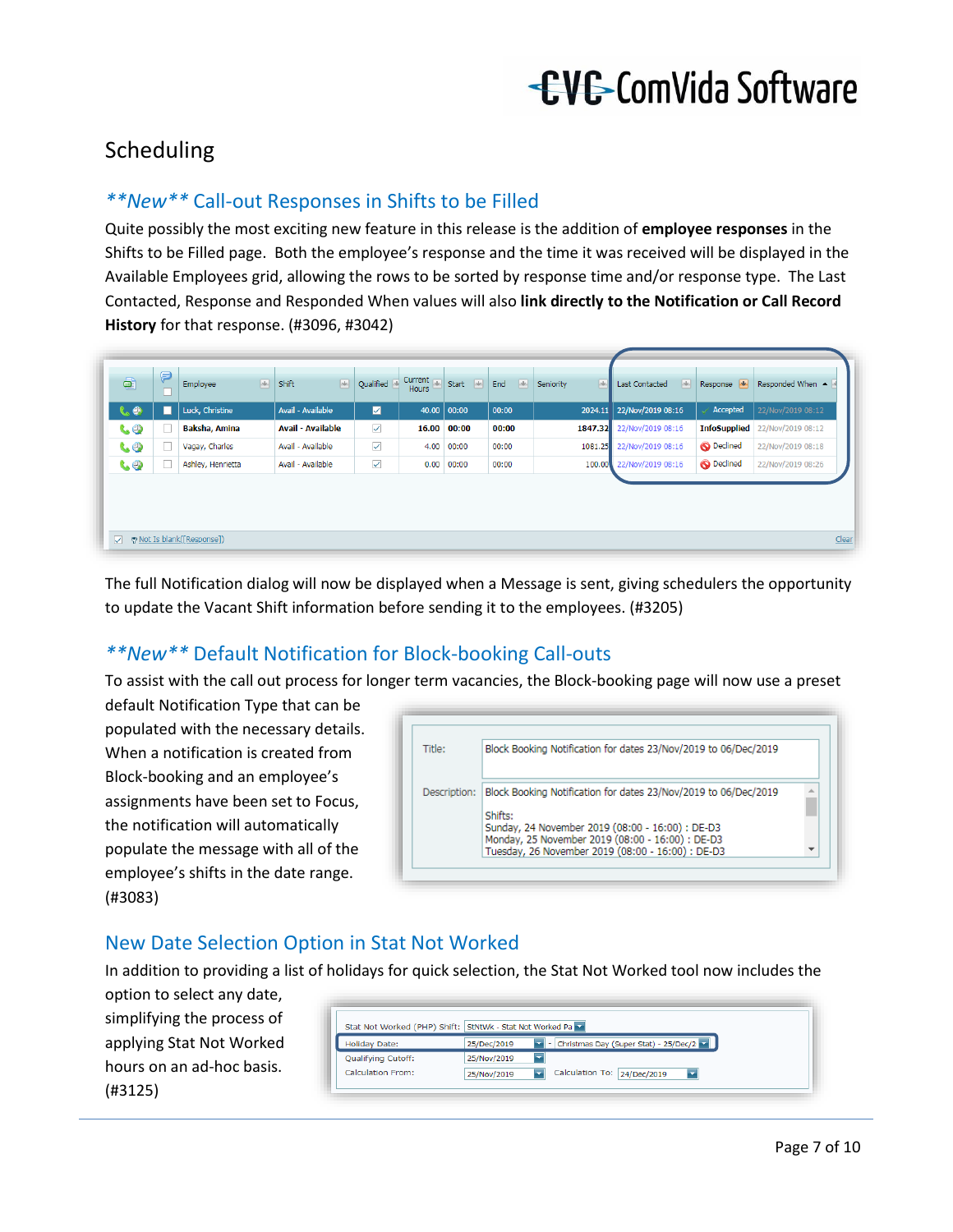# Scheduling

## \*\*New\*\* Call-out Responses in Shifts to be Filled

Quite possibly the most exciting new feature in this release is the addition of **employee responses** in the Shifts to be Filled page. Both the employee's response and the time it was received will be displayed in the Available Employees grid, allowing the rows to be sorted by response time and/or response type. The Last Contacted, Response and Responded When values will also **link directly to the Notification or Call Record History** for that response. (#3096, #3042)

| Employee | Shift | Qualified | Current Hours | Start | End | Seniority | Last Contacted | Response | Responded When |
|---|---|---|---|---|---|---|---|---|---|
| Luck, Christine | Avail - Available | ☑ | 40.00 | 00:00 | 00:00 | 2024.11 | 22/Nov/2019 08:16 | Accepted | 22/Nov/2019 08:12 |
| Baksha, Amina | Avail - Available | ☑ | 16.00 | 00:00 | 00:00 | 1847.32 | 22/Nov/2019 08:16 | InfoSupplied | 22/Nov/2019 08:12 |
| Vagay, Charles | Avail - Available | ☑ | 4.00 | 00:00 | 00:00 | 1081.25 | 22/Nov/2019 08:16 | Declined | 22/Nov/2019 08:18 |
| Ashley, Henrietta | Avail - Available | ☑ | 0.00 | 00:00 | 00:00 | 100.00 | 22/Nov/2019 08:16 | Declined | 22/Nov/2019 08:26 |

Not Is blank([Response]) Clear

The full Notification dialog will now be displayed when a Message is sent, giving schedulers the opportunity to update the Vacant Shift information before sending it to the employees. (#3205)

## \*\*New\*\* Default Notification for Block-booking Call-outs

To assist with the call out process for longer term vacancies, the Block-booking page will now use a preset default Notification Type that can be populated with the necessary details. When a notification is created from Block-booking and an employee's assignments have been set to Focus, the notification will automatically populate the message with all of the employee's shifts in the date range. (#3083)

Title: Block Booking Notification for dates 23/Nov/2019 to 06/Dec/2019

Description: Block Booking Notification for dates 23/Nov/2019 to 06/Dec/2019

Shifts:
Sunday, 24 November 2019 (08:00 - 16:00) : DE-D3
Monday, 25 November 2019 (08:00 - 16:00) : DE-D3
Tuesday, 26 November 2019 (08:00 - 16:00) : DE-D3

## New Date Selection Option in Stat Not Worked

In addition to providing a list of holidays for quick selection, the Stat Not Worked tool now includes the option to select any date, simplifying the process of applying Stat Not Worked hours on an ad-hoc basis. (#3125)

Stat Not Worked (PHP) Shift: StNtWk - Stat Not Worked Pa
Holiday Date: 25/Dec/2019 - Christmas Day (Super Stat) - 25/Dec/2
Qualifying Cutoff: 25/Nov/2019
Calculation From: 25/Nov/2019 Calculation To: 24/Dec/2019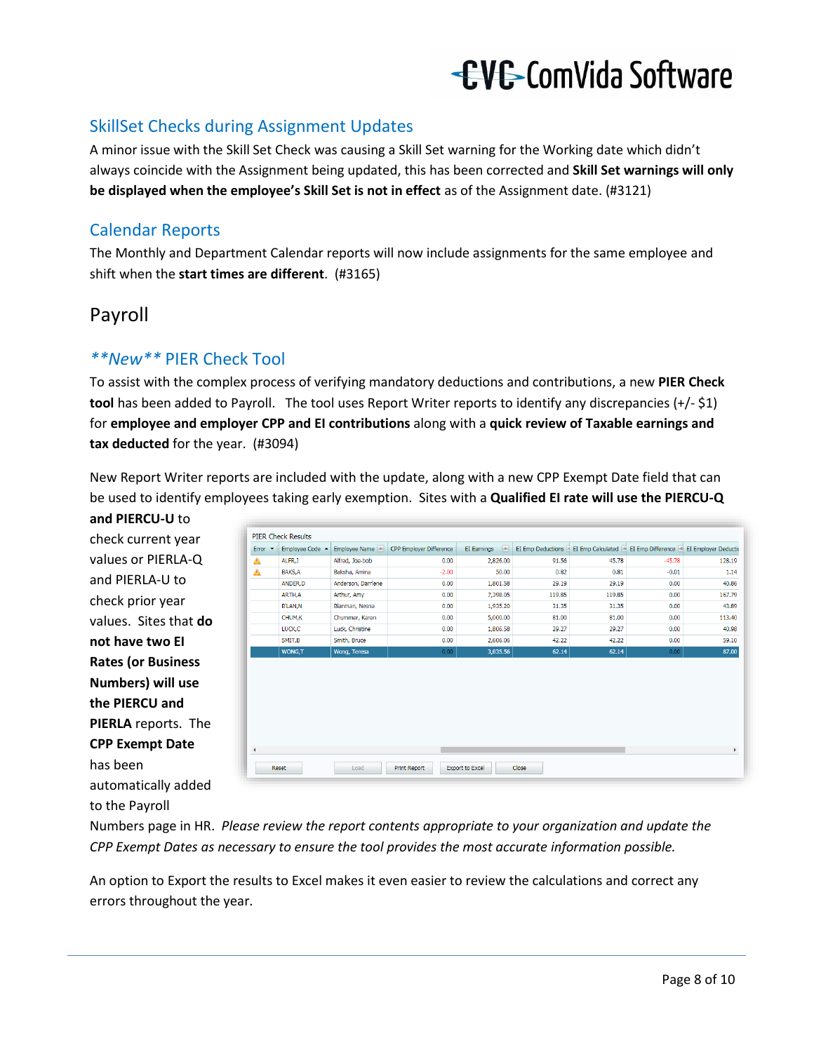## SkillSet Checks during Assignment Updates

A minor issue with the Skill Set Check was causing a Skill Set warning for the Working date which didn't always coincide with the Assignment being updated, this has been corrected and **Skill Set warnings will only be displayed when the employee's Skill Set is not in effect** as of the Assignment date. (#3121)

## Calendar Reports

The Monthly and Department Calendar reports will now include assignments for the same employee and shift when the **start times are different**. (#3165)

# Payroll

## *\*\*New\*\** PIER Check Tool

To assist with the complex process of verifying mandatory deductions and contributions, a new **PIER Check tool** has been added to Payroll. The tool uses Report Writer reports to identify any discrepancies (+/- $1) for **employee and employer CPP and EI contributions** along with a **quick review of Taxable earnings and tax deducted** for the year. (#3094)

New Report Writer reports are included with the update, along with a new CPP Exempt Date field that can be used to identify employees taking early exemption. Sites with a **Qualified EI rate will use the PIERCU-Q and PIERCU-U** to check current year values or PIERLA-Q and PIERLA-U to check prior year values. Sites that **do not have two EI Rates (or Business Numbers) will use the PIERCU and PIERLA** reports. The **CPP Exempt Date** has been automatically added to the Payroll Numbers page in HR. *Please review the report contents appropriate to your organization and update the CPP Exempt Dates as necessary to ensure the tool provides the most accurate information possible.*

PIER Check Results

| Error | Employee Code | Employee Name | CPP Employer Difference | EI Earnings | EI Emp Deductions | EI Emp Calculated | EI Emp Difference | EI Employer Deductio |
|---|---|---|---|---|---|---|---|---|
| ⚠ | ALFR,J | Alfred, Joe-bob | 0.00 | 2,826.00 | 91.56 | 45.78 | -45.78 | 128.19 |
| ⚠ | BAKS,A | Baksha, Amina | -2.00 | 50.00 | 0.82 | 0.81 | -0.01 | 1.14 |
| | ANDER,D | Anderson, Darrlene | 0.00 | 1,801.58 | 29.19 | 29.19 | 0.00 | 40.86 |
| | ARTH,A | Arthur, Amy | 0.00 | 7,398.05 | 119.85 | 119.85 | 0.00 | 167.79 |
| | BLAN,N | Blanman, Nesna | 0.00 | 1,935.20 | 31.35 | 31.35 | 0.00 | 43.89 |
| | CHUM,K | Chummer, Karen | 0.00 | 5,000.00 | 81.00 | 81.00 | 0.00 | 113.40 |
| | LUCK,C | Luck, Christine | 0.00 | 1,806.58 | 29.27 | 29.27 | 0.00 | 40.98 |
| | SMIT,B | Smith, Bruce | 0.00 | 2,606.06 | 42.22 | 42.22 | 0.00 | 59.10 |
| | WONG,T | Wong, Teresa | 0.00 | 3,835.56 | 62.14 | 62.14 | 0.00 | 87.00 |

Reset | Load | Print Report | Export to Excel | Close

An option to Export the results to Excel makes it even easier to review the calculations and correct any errors throughout the year.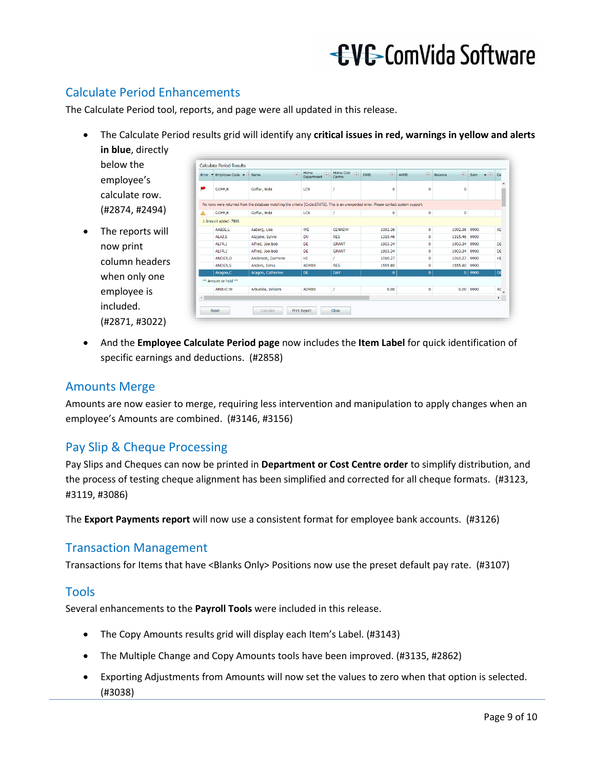## Calculate Period Enhancements

The Calculate Period tool, reports, and page were all updated in this release.

- The Calculate Period results grid will identify any **critical issues in red, warnings in yellow and alerts in blue**, directly below the employee's calculate row. (#2874, #2494)
- The reports will now print column headers when only one employee is included. (#2871, #3022)
- And the **Employee Calculate Period page** now includes the **Item Label** for quick identification of specific earnings and deductions. (#2858)

## Amounts Merge

Amounts are now easier to merge, requiring less intervention and manipulation to apply changes when an employee's Amounts are combined. (#3146, #3156)

## Pay Slip & Cheque Processing

Pay Slips and Cheques can now be printed in **Department or Cost Centre order** to simplify distribution, and the process of testing cheque alignment has been simplified and corrected for all cheque formats. (#3123, #3119, #3086)

The **Export Payments report** will now use a consistent format for employee bank accounts. (#3126)

## Transaction Management

Transactions for Items that have <Blanks Only> Positions now use the preset default pay rate. (#3107)

## Tools

Several enhancements to the **Payroll Tools** were included in this release.

- The Copy Amounts results grid will display each Item's Label. (#3143)
- The Multiple Change and Copy Amounts tools have been improved. (#3135, #2862)
- Exporting Adjustments from Amounts will now set the values to zero when that option is selected. (#3038)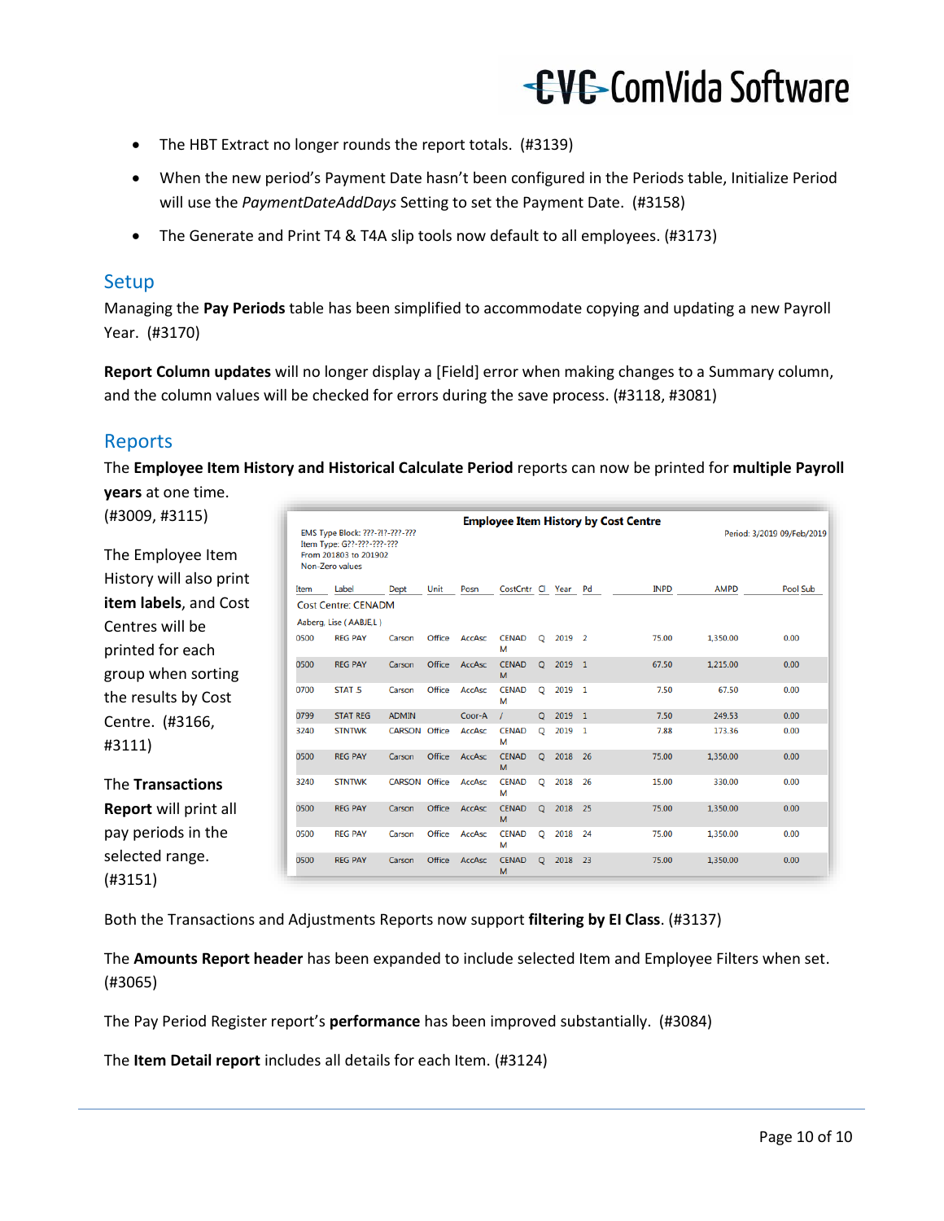- The HBT Extract no longer rounds the report totals. (#3139)
- When the new period's Payment Date hasn't been configured in the Periods table, Initialize Period will use the *PaymentDateAddDays* Setting to set the Payment Date. (#3158)
- The Generate and Print T4 & T4A slip tools now default to all employees. (#3173)

## Setup

Managing the **Pay Periods** table has been simplified to accommodate copying and updating a new Payroll Year. (#3170)

**Report Column updates** will no longer display a [Field] error when making changes to a Summary column, and the column values will be checked for errors during the save process. (#3118, #3081)

## Reports

The **Employee Item History and Historical Calculate Period** reports can now be printed for **multiple Payroll years** at one time. (#3009, #3115)

The Employee Item History will also print **item labels**, and Cost Centres will be printed for each group when sorting the results by Cost Centre. (#3166, #3111)

The **Transactions Report** will print all pay periods in the selected range. (#3151)

**Employee Item History by Cost Centre**

EMS Type Block: ???-?!?-???-???
Item Type: G??-???-???-???
From 201803 to 201902
Non-Zero values

Period: 3/2019 09/Feb/2019

| Item | Label | Dept | Unit | Posn | CostCntr | Cl | Year | Pd | INPD | AMPD | Pool Sub |
|---|---|---|---|---|---|---|---|---|---|---|---|
| Cost Centre: CENADM | | | | | | | | | | | |
| Aaberg, Lise ( AABJEL ) | | | | | | | | | | | |
| 0500 | REG PAY | Carson | Office | AccAsc | CENADM | Q | 2019 | 2 | 75.00 | 1,350.00 | 0.00 |
| 0500 | REG PAY | Carson | Office | AccAsc | CENADM | Q | 2019 | 1 | 67.50 | 1,215.00 | 0.00 |
| 0700 | STAT S | Carson | Office | AccAsc | CENADM | Q | 2019 | 1 | 7.50 | 67.50 | 0.00 |
| 0799 | STAT REG | ADMIN | | Coor-A | / | Q | 2019 | 1 | 7.50 | 249.53 | 0.00 |
| 3240 | STNTWK | CARSON | Office | AccAsc | CENADM | Q | 2019 | 1 | 7.88 | 173.36 | 0.00 |
| 0500 | REG PAY | Carson | Office | AccAsc | CENADM | Q | 2018 | 26 | 75.00 | 1,350.00 | 0.00 |
| 3240 | STNTWK | CARSON | Office | AccAsc | CENADM | Q | 2018 | 26 | 15.00 | 330.00 | 0.00 |
| 0500 | REG PAY | Carson | Office | AccAsc | CENADM | Q | 2018 | 25 | 75.00 | 1,350.00 | 0.00 |
| 0500 | REG PAY | Carson | Office | AccAsc | CENADM | Q | 2018 | 24 | 75.00 | 1,350.00 | 0.00 |
| 0500 | REG PAY | Carson | Office | AccAsc | CENADM | Q | 2018 | 23 | 75.00 | 1,350.00 | 0.00 |

Both the Transactions and Adjustments Reports now support **filtering by EI Class**. (#3137)

The **Amounts Report header** has been expanded to include selected Item and Employee Filters when set. (#3065)

The Pay Period Register report's **performance** has been improved substantially. (#3084)

The **Item Detail report** includes all details for each Item. (#3124)